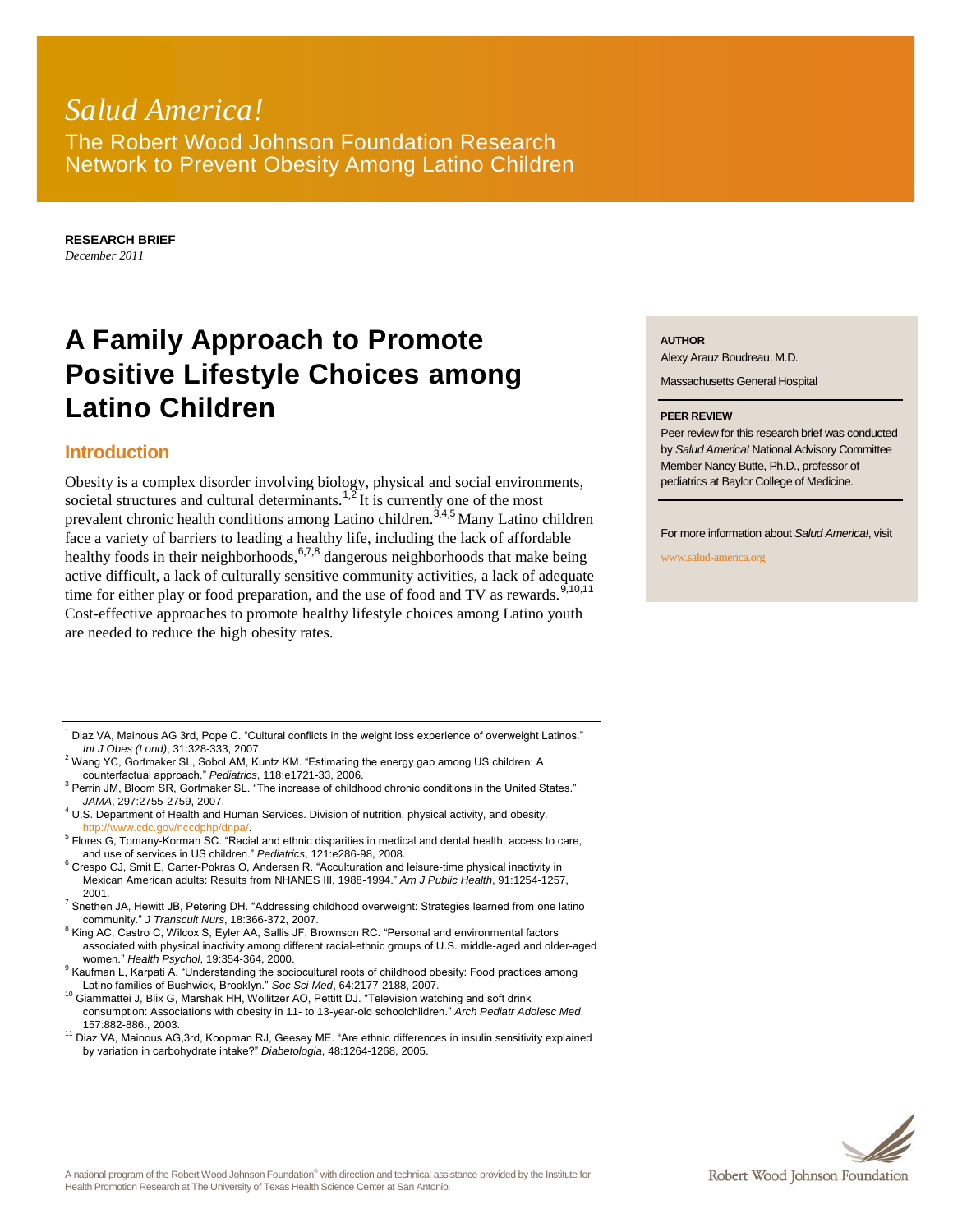*Salud America!*

The Robert Wood Johnson Foundation Research Network to Prevent Obesity Among Latino Children

**RESEARCH BRIEF**
*December 2011*

# A Family Approach to Promote Positive Lifestyle Choices among Latino Children

**AUTHOR**
Alexy Arauz Boudreau, M.D.
Massachusetts General Hospital

**PEER REVIEW**
Peer review for this research brief was conducted by *Salud America!* National Advisory Committee Member Nancy Butte, Ph.D., professor of pediatrics at Baylor College of Medicine.

For more information about *Salud America!*, visit www.salud-america.org

## Introduction

Obesity is a complex disorder involving biology, physical and social environments, societal structures and cultural determinants.[1,2] It is currently one of the most prevalent chronic health conditions among Latino children.[3,4,5] Many Latino children face a variety of barriers to leading a healthy life, including the lack of affordable healthy foods in their neighborhoods,[6,7,8] dangerous neighborhoods that make being active difficult, a lack of culturally sensitive community activities, a lack of adequate time for either play or food preparation, and the use of food and TV as rewards.[9,10,11] Cost-effective approaches to promote healthy lifestyle choices among Latino youth are needed to reduce the high obesity rates.

---

[1] Diaz VA, Mainous AG 3rd, Pope C. "Cultural conflicts in the weight loss experience of overweight Latinos." *Int J Obes (Lond)*, 31:328-333, 2007.
[2] Wang YC, Gortmaker SL, Sobol AM, Kuntz KM. "Estimating the energy gap among US children: A counterfactual approach." *Pediatrics*, 118:e1721-33, 2006.
[3] Perrin JM, Bloom SR, Gortmaker SL. "The increase of childhood chronic conditions in the United States." *JAMA*, 297:2755-2759, 2007.
[4] U.S. Department of Health and Human Services. Division of nutrition, physical activity, and obesity. http://www.cdc.gov/nccdphp/dnpa/.
[5] Flores G, Tomany-Korman SC. "Racial and ethnic disparities in medical and dental health, access to care, and use of services in US children." *Pediatrics*, 121:e286-98, 2008.
[6] Crespo CJ, Smit E, Carter-Pokras O, Andersen R. "Acculturation and leisure-time physical inactivity in Mexican American adults: Results from NHANES III, 1988-1994." *Am J Public Health*, 91:1254-1257, 2001.
[7] Snethen JA, Hewitt JB, Petering DH. "Addressing childhood overweight: Strategies learned from one latino community." *J Transcult Nurs*, 18:366-372, 2007.
[8] King AC, Castro C, Wilcox S, Eyler AA, Sallis JF, Brownson RC. "Personal and environmental factors associated with physical inactivity among different racial-ethnic groups of U.S. middle-aged and older-aged women." *Health Psychol*, 19:354-364, 2000.
[9] Kaufman L, Karpati A. "Understanding the sociocultural roots of childhood obesity: Food practices among Latino families of Bushwick, Brooklyn." *Soc Sci Med*, 64:2177-2188, 2007.
[10] Giammattei J, Blix G, Marshak HH, Wollitzer AO, Pettitt DJ. "Television watching and soft drink consumption: Associations with obesity in 11- to 13-year-old schoolchildren." *Arch Pediatr Adolesc Med*, 157:882-886., 2003.
[11] Diaz VA, Mainous AG,3rd, Koopman RJ, Geesey ME. "Are ethnic differences in insulin sensitivity explained by variation in carbohydrate intake?" *Diabetologia*, 48:1264-1268, 2005.

A national program of the Robert Wood Johnson Foundation® with direction and technical assistance provided by the Institute for Health Promotion Research at The University of Texas Health Science Center at San Antonio.

Robert Wood Johnson Foundation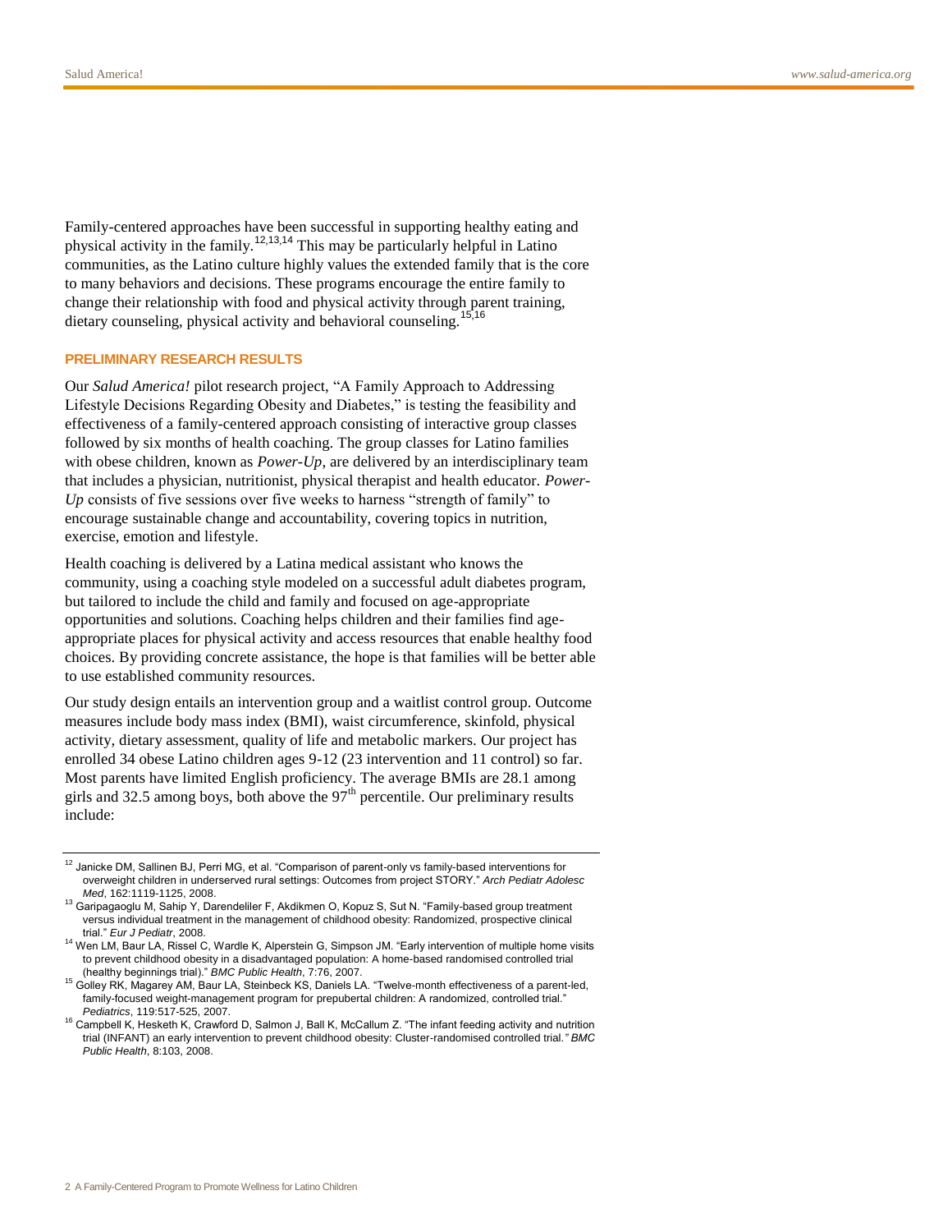Family-centered approaches have been successful in supporting healthy eating and physical activity in the family.[12,13,14] This may be particularly helpful in Latino communities, as the Latino culture highly values the extended family that is the core to many behaviors and decisions. These programs encourage the entire family to change their relationship with food and physical activity through parent training, dietary counseling, physical activity and behavioral counseling.[15,16]

## PRELIMINARY RESEARCH RESULTS

Our *Salud America!* pilot research project, "A Family Approach to Addressing Lifestyle Decisions Regarding Obesity and Diabetes," is testing the feasibility and effectiveness of a family-centered approach consisting of interactive group classes followed by six months of health coaching. The group classes for Latino families with obese children, known as *Power-Up*, are delivered by an interdisciplinary team that includes a physician, nutritionist, physical therapist and health educator. *Power-Up* consists of five sessions over five weeks to harness "strength of family" to encourage sustainable change and accountability, covering topics in nutrition, exercise, emotion and lifestyle.

Health coaching is delivered by a Latina medical assistant who knows the community, using a coaching style modeled on a successful adult diabetes program, but tailored to include the child and family and focused on age-appropriate opportunities and solutions. Coaching helps children and their families find age-appropriate places for physical activity and access resources that enable healthy food choices. By providing concrete assistance, the hope is that families will be better able to use established community resources.

Our study design entails an intervention group and a waitlist control group. Outcome measures include body mass index (BMI), waist circumference, skinfold, physical activity, dietary assessment, quality of life and metabolic markers. Our project has enrolled 34 obese Latino children ages 9-12 (23 intervention and 11 control) so far. Most parents have limited English proficiency. The average BMIs are 28.1 among girls and 32.5 among boys, both above the 97$^{th}$ percentile. Our preliminary results include:

---

[12] Janicke DM, Sallinen BJ, Perri MG, et al. "Comparison of parent-only vs family-based interventions for overweight children in underserved rural settings: Outcomes from project STORY." *Arch Pediatr Adolesc Med*, 162:1119-1125, 2008.

[13] Garipagaoglu M, Sahip Y, Darendeliler F, Akdikmen O, Kopuz S, Sut N. "Family-based group treatment versus individual treatment in the management of childhood obesity: Randomized, prospective clinical trial." *Eur J Pediatr*, 2008.

[14] Wen LM, Baur LA, Rissel C, Wardle K, Alperstein G, Simpson JM. "Early intervention of multiple home visits to prevent childhood obesity in a disadvantaged population: A home-based randomised controlled trial (healthy beginnings trial)." *BMC Public Health*, 7:76, 2007.

[15] Golley RK, Magarey AM, Baur LA, Steinbeck KS, Daniels LA. "Twelve-month effectiveness of a parent-led, family-focused weight-management program for prepubertal children: A randomized, controlled trial." *Pediatrics*, 119:517-525, 2007.

[16] Campbell K, Hesketh K, Crawford D, Salmon J, Ball K, McCallum Z. "The infant feeding activity and nutrition trial (INFANT) an early intervention to prevent childhood obesity: Cluster-randomised controlled trial." *BMC Public Health*, 8:103, 2008.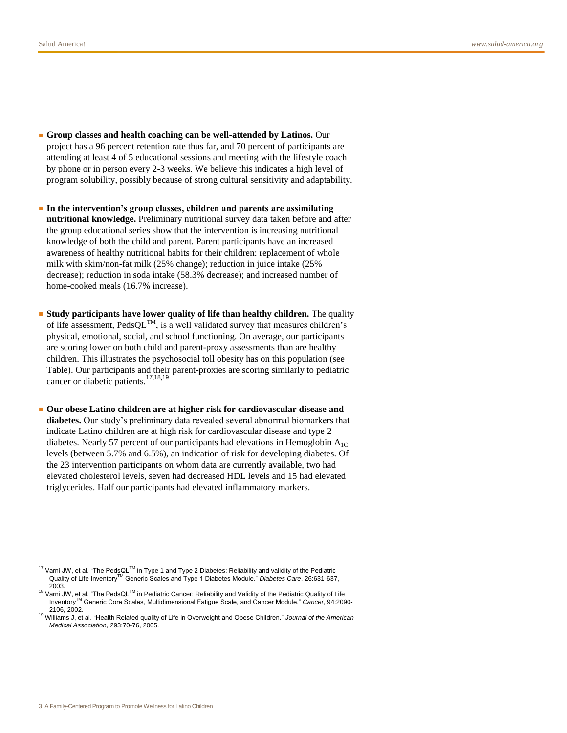- **Group classes and health coaching can be well-attended by Latinos.** Our project has a 96 percent retention rate thus far, and 70 percent of participants are attending at least 4 of 5 educational sessions and meeting with the lifestyle coach by phone or in person every 2-3 weeks. We believe this indicates a high level of program solubility, possibly because of strong cultural sensitivity and adaptability.

- **In the intervention's group classes, children and parents are assimilating nutritional knowledge.** Preliminary nutritional survey data taken before and after the group educational series show that the intervention is increasing nutritional knowledge of both the child and parent. Parent participants have an increased awareness of healthy nutritional habits for their children: replacement of whole milk with skim/non-fat milk (25% change); reduction in juice intake (25% decrease); reduction in soda intake (58.3% decrease); and increased number of home-cooked meals (16.7% increase).

- **Study participants have lower quality of life than healthy children.** The quality of life assessment, PedsQL™, is a well validated survey that measures children's physical, emotional, social, and school functioning. On average, our participants are scoring lower on both child and parent-proxy assessments than are healthy children. This illustrates the psychosocial toll obesity has on this population (see Table). Our participants and their parent-proxies are scoring similarly to pediatric cancer or diabetic patients.[17,18,19]

- **Our obese Latino children are at higher risk for cardiovascular disease and diabetes.** Our study's preliminary data revealed several abnormal biomarkers that indicate Latino children are at high risk for cardiovascular disease and type 2 diabetes. Nearly 57 percent of our participants had elevations in Hemoglobin $A_{1C}$ levels (between 5.7% and 6.5%), an indication of risk for developing diabetes. Of the 23 intervention participants on whom data are currently available, two had elevated cholesterol levels, seven had decreased HDL levels and 15 had elevated triglycerides. Half our participants had elevated inflammatory markers.

---

[17] Varni JW, et al. "The PedsQL™ in Type 1 and Type 2 Diabetes: Reliability and validity of the Pediatric Quality of Life Inventory™ Generic Scales and Type 1 Diabetes Module." *Diabetes Care*, 26:631-637, 2003.

[18] Varni JW, et al. "The PedsQL™ in Pediatric Cancer: Reliability and Validity of the Pediatric Quality of Life Inventory™ Generic Core Scales, Multidimensional Fatigue Scale, and Cancer Module." *Cancer*, 94:2090-2106, 2002.

[19] Williams J, et al. "Health Related quality of Life in Overweight and Obese Children." *Journal of the American Medical Association*, 293:70-76, 2005.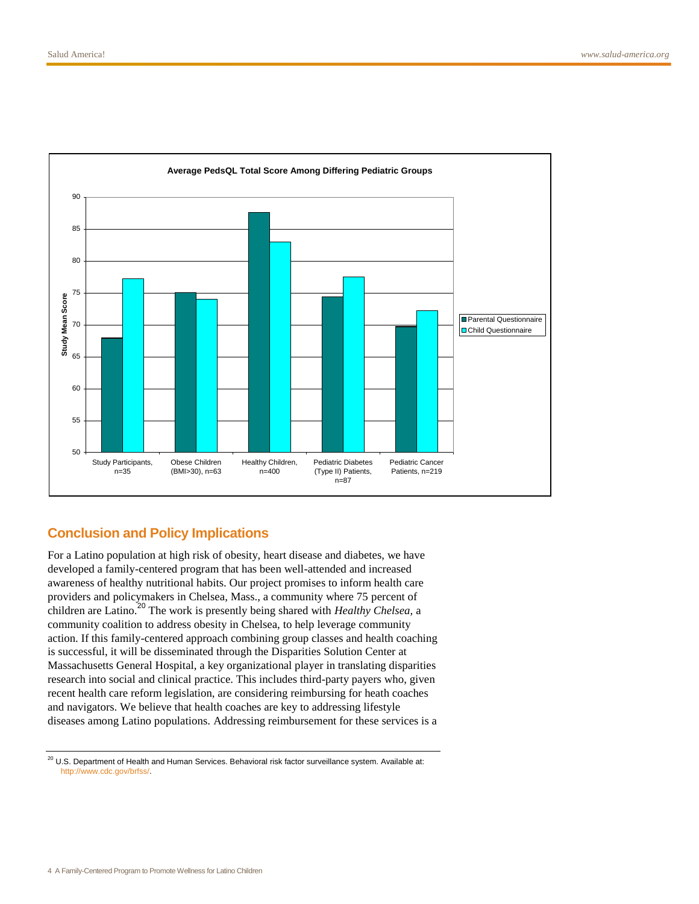**Average PedsQL Total Score Among Differing Pediatric Groups**

| Group | Parental Questionnaire | Child Questionnaire |
|---|---|---|
| Study Participants, n=35 | 68 | 77.2 |
| Obese Children (BMI>30), n=63 | 75 | 74 |
| Healthy Children, n=400 | 87.6 | 83 |
| Pediatric Diabetes (Type II) Patients, n=87 | 74.4 | 77.5 |
| Pediatric Cancer Patients, n=219 | 69.7 | 72.2 |

## Conclusion and Policy Implications

For a Latino population at high risk of obesity, heart disease and diabetes, we have developed a family-centered program that has been well-attended and increased awareness of healthy nutritional habits. Our project promises to inform health care providers and policymakers in Chelsea, Mass., a community where 75 percent of children are Latino.[20] The work is presently being shared with *Healthy Chelsea,* a community coalition to address obesity in Chelsea, to help leverage community action. If this family-centered approach combining group classes and health coaching is successful, it will be disseminated through the Disparities Solution Center at Massachusetts General Hospital, a key organizational player in translating disparities research into social and clinical practice. This includes third-party payers who, given recent health care reform legislation, are considering reimbursing for heath coaches and navigators. We believe that health coaches are key to addressing lifestyle diseases among Latino populations. Addressing reimbursement for these services is a

[20] U.S. Department of Health and Human Services. Behavioral risk factor surveillance system. Available at: http://www.cdc.gov/brfss/.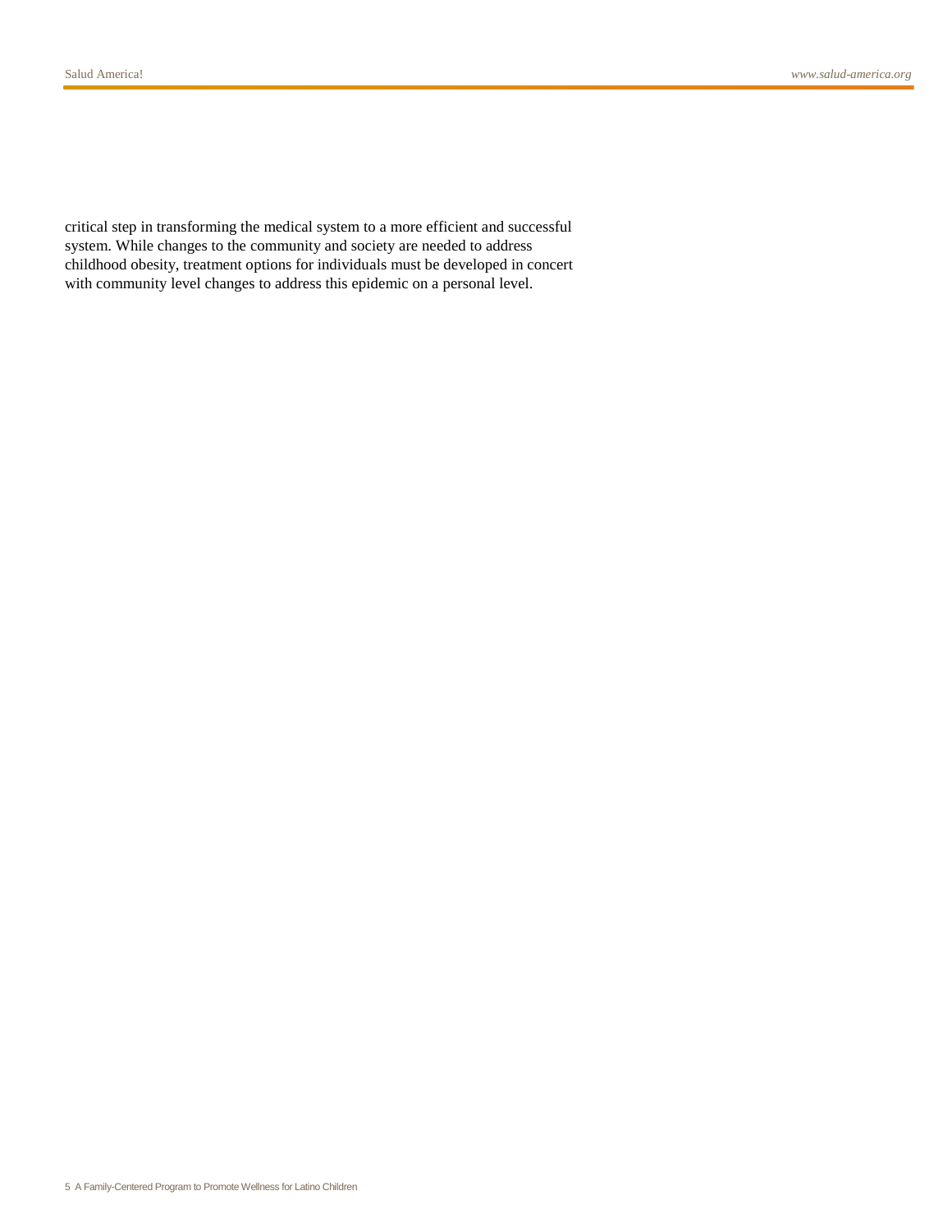critical step in transforming the medical system to a more efficient and successful system. While changes to the community and society are needed to address childhood obesity, treatment options for individuals must be developed in concert with community level changes to address this epidemic on a personal level.